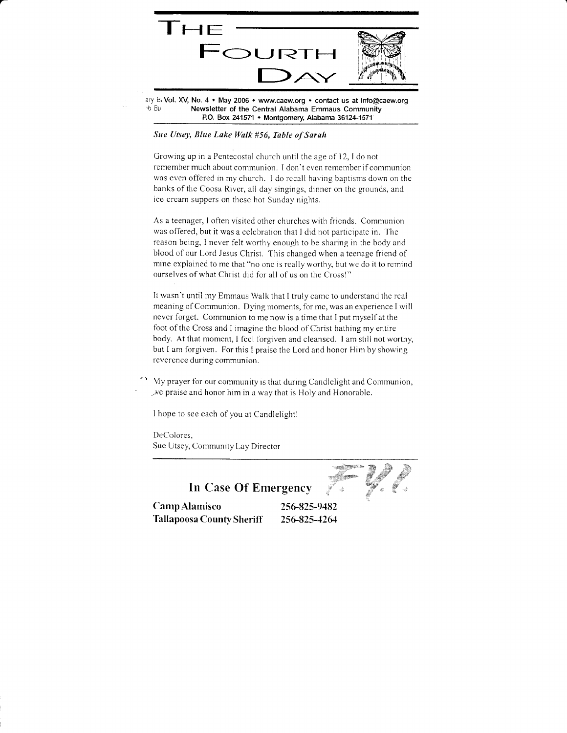# THE FOURTH DAY

Vol. XV, No. 4 • May 2006 • www.caew.org • contact us at info@caew.org
Newsletter of the Central Alabama Emmaus Community
P.O. Box 241571 • Montgomery, Alabama 36124-1571

***Sue Utsey, Blue Lake Walk #56, Table of Sarah***

Growing up in a Pentecostal church until the age of 12, I do not remember much about communion. I don't even remember if communion was even offered in my church. I do recall having baptisms down on the banks of the Coosa River, all day singings, dinner on the grounds, and ice cream suppers on these hot Sunday nights.

As a teenager, I often visited other churches with friends. Communion was offered, but it was a celebration that I did not participate in. The reason being, I never felt worthy enough to be sharing in the body and blood of our Lord Jesus Christ. This changed when a teenage friend of mine explained to me that "no one is really worthy, but we do it to remind ourselves of what Christ did for all of us on the Cross!"

It wasn't until my Emmaus Walk that I truly came to understand the real meaning of Communion. Dying moments, for me, was an experience I will never forget. Communion to me now is a time that I put myself at the foot of the Cross and I imagine the blood of Christ bathing my entire body. At that moment, I feel forgiven and cleansed. I am still not worthy, but I am forgiven. For this I praise the Lord and honor Him by showing reverence during communion.

My prayer for our community is that during Candlelight and Communion, we praise and honor him in a way that is Holy and Honorable.

I hope to see each of you at Candlelight!

DeColores,
Sue Utsey, Community Lay Director

---

## In Case Of Emergency

F.Y.I.

| | |
|---|---|
| **Camp Alamisco** | **256-825-9482** |
| **Tallapoosa County Sheriff** | **256-825-4264** |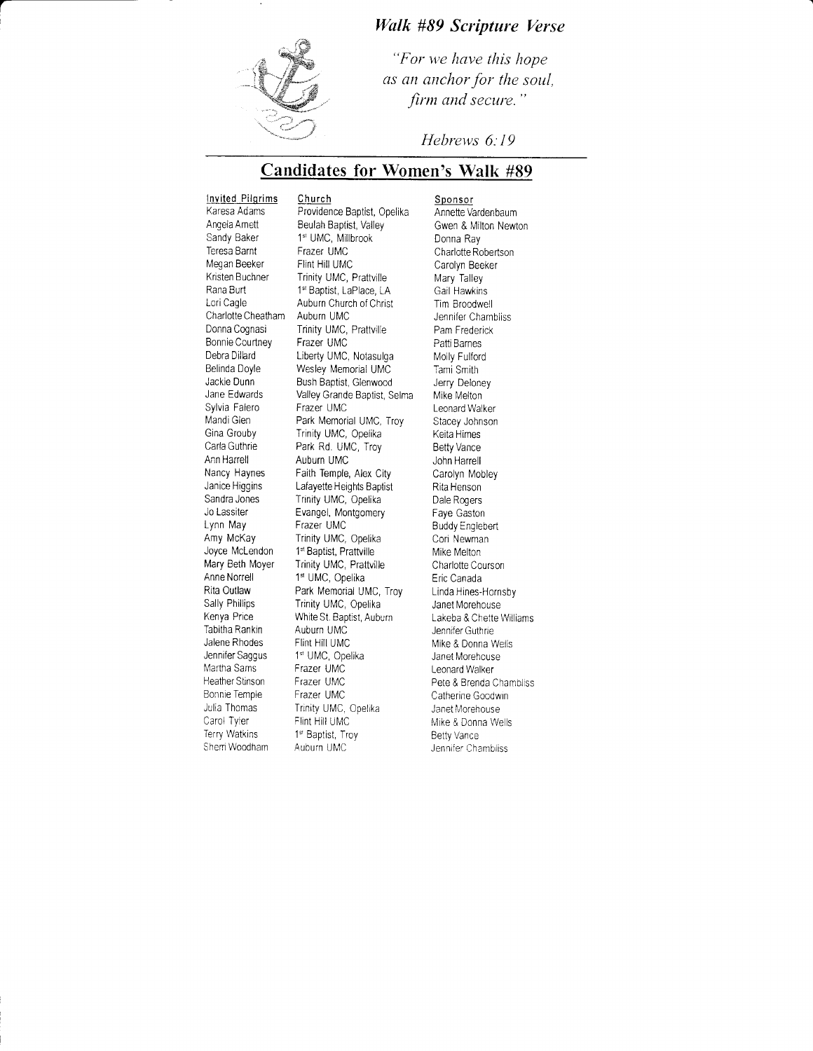## *Walk #89 Scripture Verse*

*"For we have this hope*
*as an anchor for the soul,*
*firm and secure."*

*Hebrews 6:19*

## Candidates for Women's Walk #89

| Invited Pilgrims | Church | Sponsor |
|---|---|---|
| Karesa Adams | Providence Baptist, Opelika | Annette Vardenbaum |
| Angela Arnett | Beulah Baptist, Valley | Gwen & Milton Newton |
| Sandy Baker | 1st UMC, Millbrook | Donna Ray |
| Teresa Barnt | Frazer UMC | Charlotte Robertson |
| Megan Beeker | Flint Hill UMC | Carolyn Beeker |
| Kristen Buchner | Trinity UMC, Prattville | Mary Talley |
| Rana Burt | 1st Baptist, LaPlace, LA | Gail Hawkins |
| Lori Cagle | Auburn Church of Christ | Tim Broodwell |
| Charlotte Cheatham | Auburn UMC | Jennifer Chambliss |
| Donna Cognasi | Trinity UMC, Prattville | Pam Frederick |
| Bonnie Courtney | Frazer UMC | Patti Barnes |
| Debra Dillard | Liberty UMC, Notasulga | Molly Fulford |
| Belinda Doyle | Wesley Memorial UMC | Tami Smith |
| Jackie Dunn | Bush Baptist, Glenwood | Jerry Deloney |
| Jane Edwards | Valley Grande Baptist, Selma | Mike Melton |
| Sylvia Falero | Frazer UMC | Leonard Walker |
| Mandi Glen | Park Memorial UMC, Troy | Stacey Johnson |
| Gina Grouby | Trinity UMC, Opelika | Keita Himes |
| Carla Guthrie | Park Rd. UMC, Troy | Betty Vance |
| Ann Harrell | Auburn UMC | John Harrell |
| Nancy Haynes | Faith Temple, Alex City | Carolyn Mobley |
| Janice Higgins | Lafayette Heights Baptist | Rita Henson |
| Sandra Jones | Trinity UMC, Opelika | Dale Rogers |
| Jo Lassiter | Evangel, Montgomery | Faye Gaston |
| Lynn May | Frazer UMC | Buddy Englebert |
| Amy McKay | Trinity UMC, Opelika | Cori Newman |
| Joyce McLendon | 1st Baptist, Prattville | Mike Melton |
| Mary Beth Moyer | Trinity UMC, Prattville | Charlotte Courson |
| Anne Norrell | 1st UMC, Opelika | Eric Canada |
| Rita Outlaw | Park Memorial UMC, Troy | Linda Hines-Hornsby |
| Sally Phillips | Trinity UMC, Opelika | Janet Morehouse |
| Kenya Price | White St. Baptist, Auburn | Lakeba & Chette Williams |
| Tabitha Rankin | Auburn UMC | Jennifer Guthrie |
| Jalene Rhodes | Flint Hill UMC | Mike & Donna Wells |
| Jennifer Saggus | 1st UMC, Opelika | Janet Morehouse |
| Martha Sams | Frazer UMC | Leonard Walker |
| Heather Stinson | Frazer UMC | Pete & Brenda Chambliss |
| Bonnie Temple | Frazer UMC | Catherine Goodwin |
| Julia Thomas | Trinity UMC, Opelika | Janet Morehouse |
| Carol Tyler | Flint Hill UMC | Mike & Donna Wells |
| Terry Watkins | 1st Baptist, Troy | Betty Vance |
| Sherri Woodham | Auburn UMC | Jennifer Chambliss |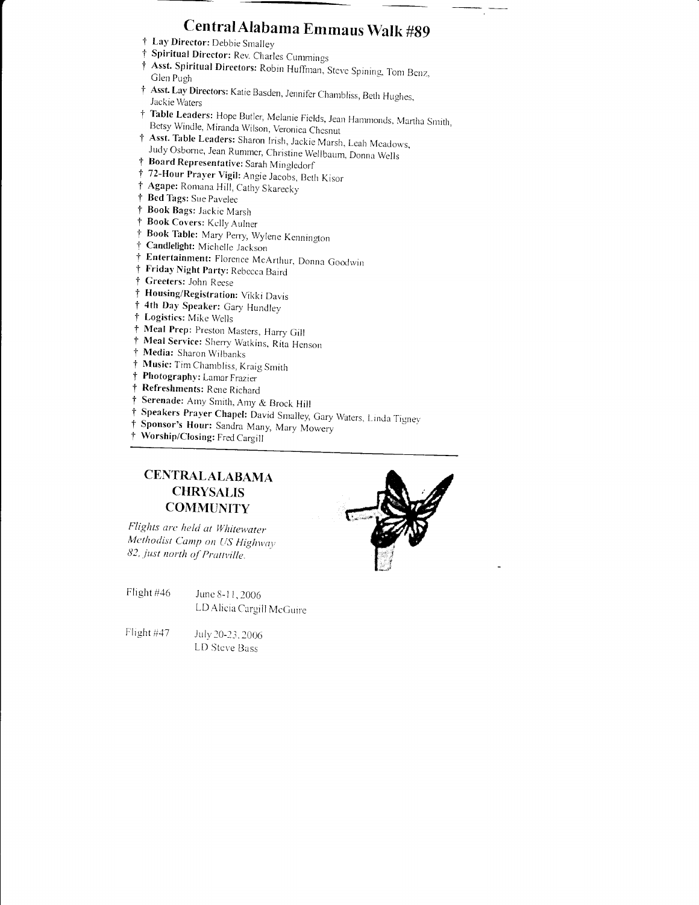# Central Alabama Emmaus Walk #89

- † **Lay Director:** Debbie Smalley
- † **Spiritual Director:** Rev. Charles Cummings
- † **Asst. Spiritual Directors:** Robin Huffman, Steve Spining, Tom Benz, Glen Pugh
- † **Asst. Lay Directors:** Katie Basden, Jennifer Chambliss, Beth Hughes, Jackie Waters
- † **Table Leaders:** Hope Butler, Melanie Fields, Jean Hammonds, Martha Smith, Betsy Windle, Miranda Wilson, Veronica Chesnut
- † **Asst. Table Leaders:** Sharon Irish, Jackie Marsh, Leah Meadows, Judy Osborne, Jean Rummer, Christine Wellbaum, Donna Wells
- † **Board Representative:** Sarah Mingledorf
- † **72-Hour Prayer Vigil:** Angie Jacobs, Beth Kisor
- † **Agape:** Romana Hill, Cathy Skarecky
- † **Bed Tags:** Sue Pavelec
- † **Book Bags:** Jackie Marsh
- † **Book Covers:** Kelly Aulner
- † **Book Table:** Mary Perry, Wylene Kennington
- † **Candlelight:** Michelle Jackson
- † **Entertainment:** Florence McArthur, Donna Goodwin
- † **Friday Night Party:** Rebecca Baird
- † **Greeters:** John Reese
- † **Housing/Registration:** Vikki Davis
- † **4th Day Speaker:** Gary Hundley
- † **Logistics:** Mike Wells
- † **Meal Prep:** Preston Masters, Harry Gill
- † **Meal Service:** Sherry Watkins, Rita Henson
- † **Media:** Sharon Wilbanks
- † **Music:** Tim Chambliss, Kraig Smith
- † **Photography:** Lamar Frazier
- † **Refreshments:** Rene Richard
- † **Serenade:** Amy Smith, Amy & Brock Hill
- † **Speakers Prayer Chapel:** David Smalley, Gary Waters, Linda Tigney
- † **Sponsor's Hour:** Sandra Many, Mary Mowery
- † **Worship/Closing:** Fred Cargill

---

## CENTRAL ALABAMA CHRYSALIS COMMUNITY

*Flights are held at Whitewater Methodist Camp on US Highway 82, just north of Prattville.*

| | |
|---|---|
| Flight #46 | June 8-11, 2006<br>LD Alicia Cargill McGuire |
| Flight #47 | July 20-23, 2006<br>LD Steve Bass |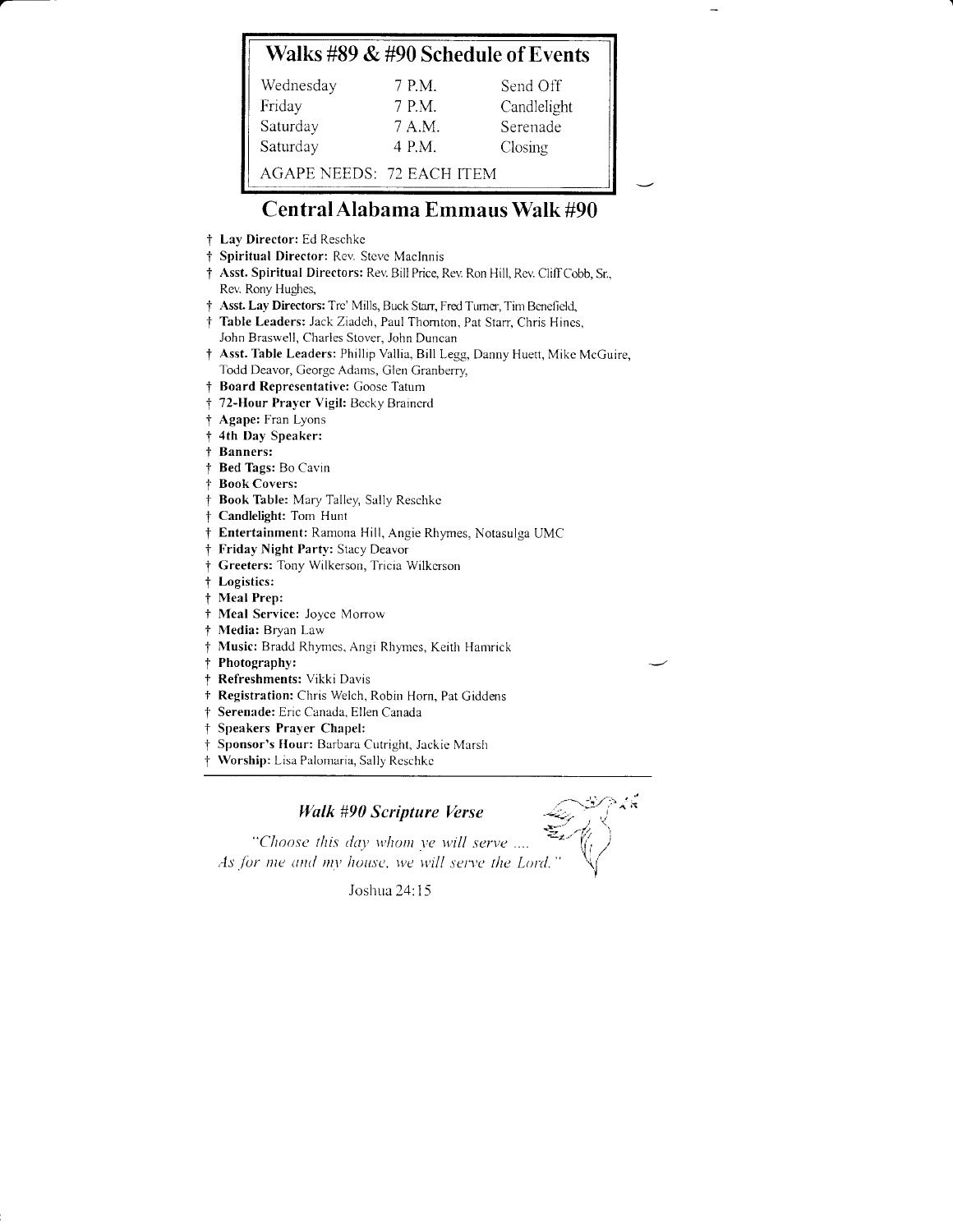## Walks #89 & #90 Schedule of Events

| | | |
|---|---|---|
| Wednesday | 7 P.M. | Send Off |
| Friday | 7 P.M. | Candlelight |
| Saturday | 7 A.M. | Serenade |
| Saturday | 4 P.M. | Closing |

AGAPE NEEDS: 72 EACH ITEM

## Central Alabama Emmaus Walk #90

- † **Lay Director:** Ed Reschke
- † **Spiritual Director:** Rev. Steve MacInnis
- † **Asst. Spiritual Directors:** Rev. Bill Price, Rev. Ron Hill, Rev. Cliff Cobb, Sr., Rev. Rony Hughes,
- † **Asst. Lay Directors:** Tre' Mills, Buck Starr, Fred Turner, Tim Benefield,
- † **Table Leaders:** Jack Ziadeh, Paul Thornton, Pat Starr, Chris Hines, John Braswell, Charles Stover, John Duncan
- † **Asst. Table Leaders:** Phillip Vallia, Bill Legg, Danny Huett, Mike McGuire, Todd Deavor, George Adams, Glen Granberry,
- † **Board Representative:** Goose Tatum
- † **72-Hour Prayer Vigil:** Becky Brainerd
- † **Agape:** Fran Lyons
- † **4th Day Speaker:**
- † **Banners:**
- † **Bed Tags:** Bo Cavin
- † **Book Covers:**
- † **Book Table:** Mary Talley, Sally Reschke
- † **Candlelight:** Tom Hunt
- † **Entertainment:** Ramona Hill, Angie Rhymes, Notasulga UMC
- † **Friday Night Party:** Stacy Deavor
- † **Greeters:** Tony Wilkerson, Tricia Wilkerson
- † **Logistics:**
- † **Meal Prep:**
- † **Meal Service:** Joyce Morrow
- † **Media:** Bryan Law
- † **Music:** Bradd Rhymes, Angi Rhymes, Keith Hamrick
- † **Photography:**
- † **Refreshments:** Vikki Davis
- † **Registration:** Chris Welch, Robin Horn, Pat Giddens
- † **Serenade:** Eric Canada, Ellen Canada
- † **Speakers Prayer Chapel:**
- † **Sponsor's Hour:** Barbara Cutright, Jackie Marsh
- † **Worship:** Lisa Palomaria, Sally Reschke

### *Walk #90 Scripture Verse*

*"Choose this day whom ye will serve ....*
*As for me and my house, we will serve the Lord."*

Joshua 24:15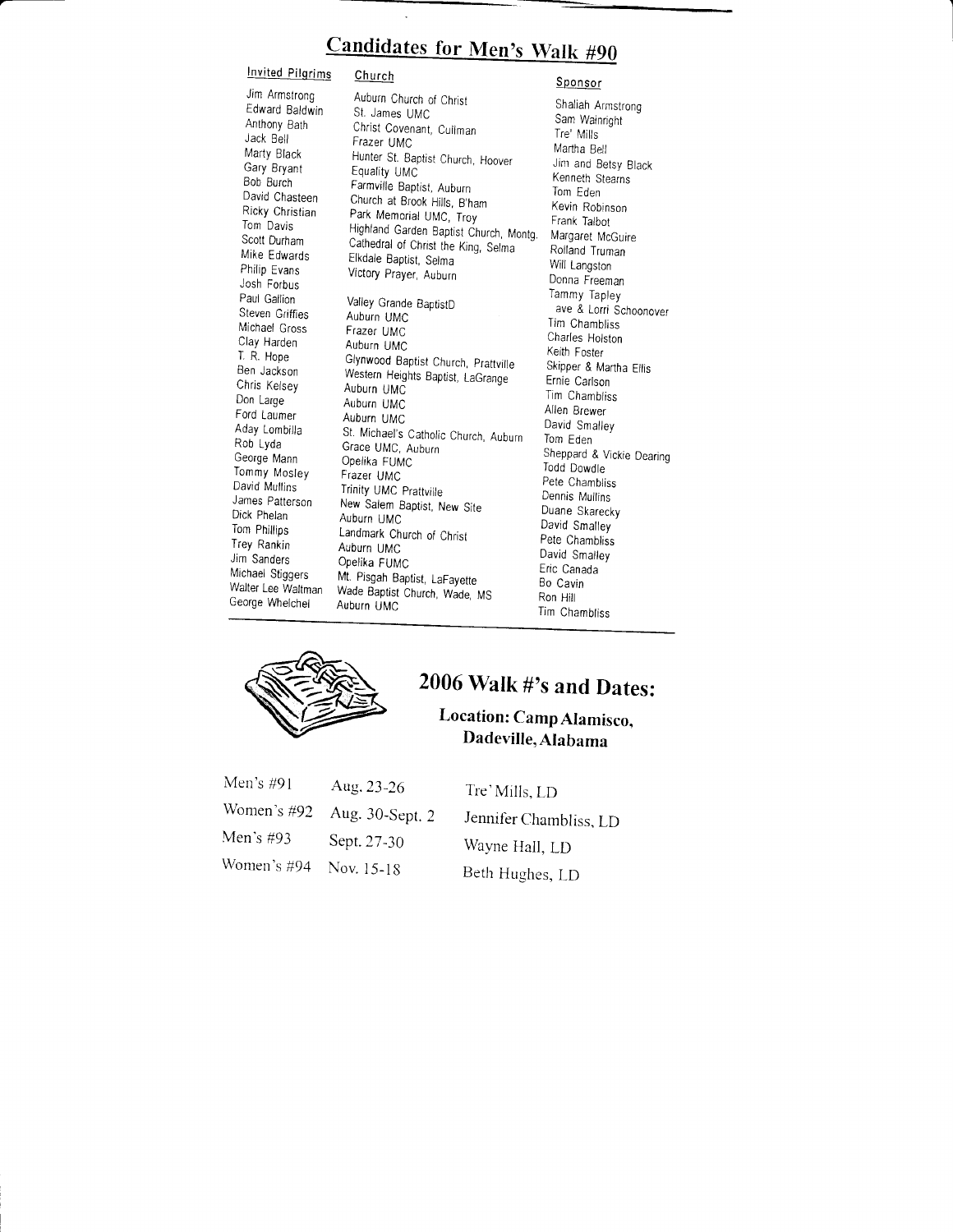## Candidates for Men's Walk #90

| Invited Pilgrims | Church | Sponsor |
|---|---|---|
| Jim Armstrong | Auburn Church of Christ | Shaliah Armstrong |
| Edward Baldwin | St. James UMC | Sam Wainright |
| Anthony Bath | Christ Covenant, Cullman | Tre' Mills |
| Jack Bell | Frazer UMC | Martha Bell |
| Marty Black | Hunter St. Baptist Church, Hoover | Jim and Betsy Black |
| Gary Bryant | Equality UMC | Kenneth Stearns |
| Bob Burch | Farmville Baptist, Auburn | Tom Eden |
| David Chasteen | Church at Brook Hills, B'ham | Kevin Robinson |
| Ricky Christian | Park Memorial UMC, Troy | Frank Talbot |
| Tom Davis | Highland Garden Baptist Church, Montg. | Margaret McGuire |
| Scott Durham | Cathedral of Christ the King, Selma | Rolland Truman |
| Mike Edwards | Elkdale Baptist, Selma | Will Langston |
| Philip Evans | Victory Prayer, Auburn | Donna Freeman |
| Josh Forbus | | Tammy Tapley |
| Paul Gallion | Valley Grande BaptistD | ave & Lorri Schoonover |
| Steven Griffies | Auburn UMC | Tim Chambliss |
| Michael Gross | Frazer UMC | Charles Holston |
| Clay Harden | Auburn UMC | Keith Foster |
| T. R. Hope | Glynwood Baptist Church, Prattville | Skipper & Martha Ellis |
| Ben Jackson | Western Heights Baptist, LaGrange | Ernie Carlson |
| Chris Kelsey | Auburn UMC | Tim Chambliss |
| Don Large | Auburn UMC | Allen Brewer |
| Ford Laumer | Auburn UMC | David Smalley |
| Aday Lombilla | St. Michael's Catholic Church, Auburn | Tom Eden |
| Rob Lyda | Grace UMC, Auburn | Sheppard & Vickie Dearing |
| George Mann | Opelika FUMC | Todd Dowdle |
| Tommy Mosley | Frazer UMC | Pete Chambliss |
| David Mullins | Trinity UMC Prattville | Dennis Mullins |
| James Patterson | New Salem Baptist, New Site | Duane Skarecky |
| Dick Phelan | Auburn UMC | David Smalley |
| Tom Phillips | Landmark Church of Christ | Pete Chambliss |
| Trey Rankin | Auburn UMC | David Smalley |
| Jim Sanders | Opelika FUMC | Eric Canada |
| Michael Stiggers | Mt. Pisgah Baptist, LaFayette | Bo Cavin |
| Walter Lee Waltman | Wade Baptist Church, Wade, MS | Ron Hill |
| George Whelchel | Auburn UMC | Tim Chambliss |

## 2006 Walk #'s and Dates:

### Location: Camp Alamisco, Dadeville, Alabama

| | | |
|---|---|---|
| Men's #91 | Aug. 23-26 | Tre' Mills, LD |
| Women's #92 | Aug. 30-Sept. 2 | Jennifer Chambliss, LD |
| Men's #93 | Sept. 27-30 | Wayne Hall, LD |
| Women's #94 | Nov. 15-18 | Beth Hughes, LD |